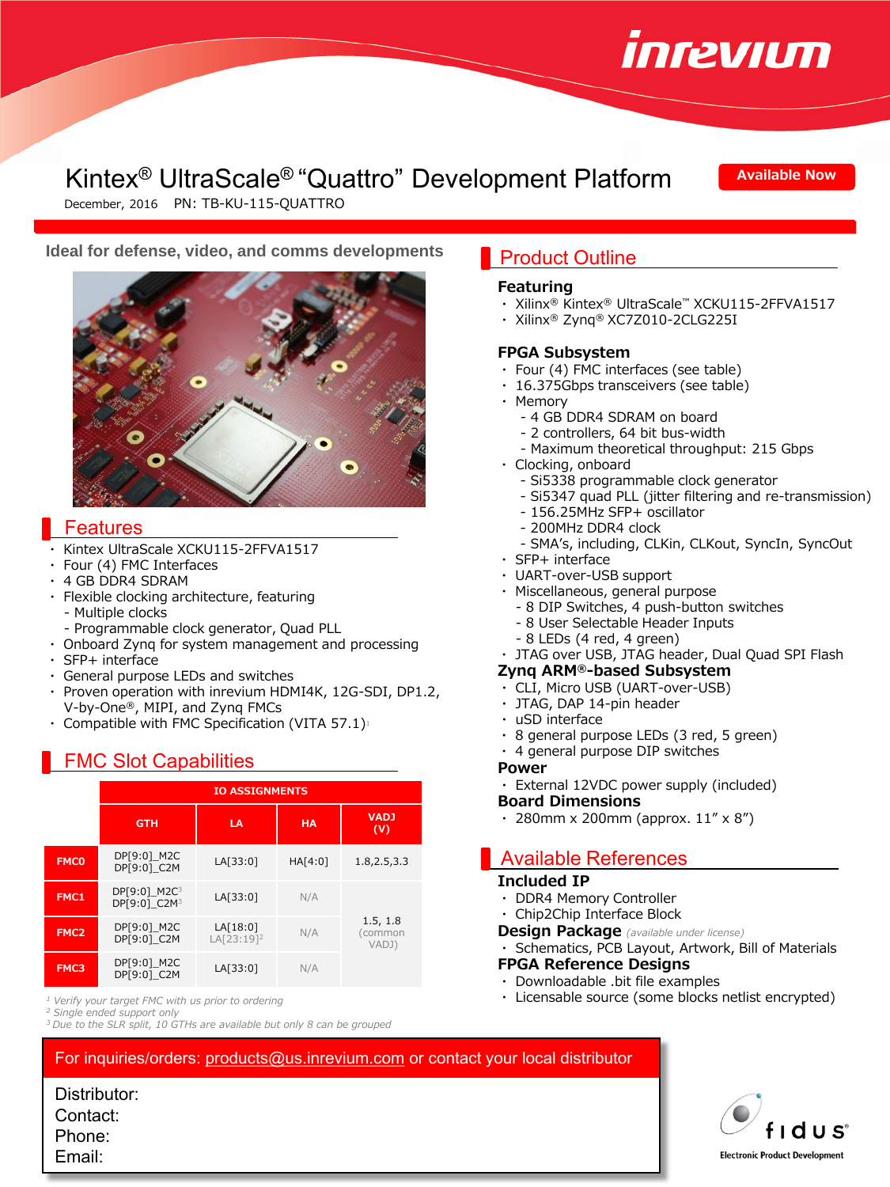# Kintex® UltraScale® "Quattro" Development Platform

**Available Now**

December, 2016 PN: TB-KU-115-QUATTRO

**Ideal for defense, video, and comms developments**

## Features

- Kintex UltraScale XCKU115-2FFVA1517
- Four (4) FMC Interfaces
- 4 GB DDR4 SDRAM
- Flexible clocking architecture, featuring
  - Multiple clocks
  - Programmable clock generator, Quad PLL
- Onboard Zynq for system management and processing
- SFP+ interface
- General purpose LEDs and switches
- Proven operation with inrevium HDMI4K, 12G-SDI, DP1.2, V-by-One®, MIPI, and Zynq FMCs
- Compatible with FMC Specification (VITA 57.1)[1]

## FMC Slot Capabilities

| | IO ASSIGNMENTS | | | |
|---|---|---|---|---|
| | GTH | LA | HA | VADJ (V) |
| FMC0 | DP[9:0]_M2C DP[9:0]_C2M | LA[33:0] | HA[4:0] | 1.8,2.5,3.3 |
| FMC1 | DP[9:0]_M2C[3] DP[9:0]_C2M[3] | LA[33:0] | N/A | 1.5, 1.8 (common VADJ) |
| FMC2 | DP[9:0]_M2C DP[9:0]_C2M | LA[18:0] LA[23:19][2] | N/A | |
| FMC3 | DP[9:0]_M2C DP[9:0]_C2M | LA[33:0] | N/A | |

*[1] Verify your target FMC with us prior to ordering*
*[2] Single ended support only*
*[3] Due to the SLR split, 10 GTHs are available but only 8 can be grouped*

## Product Outline

### Featuring

- Xilinx® Kintex® UltraScale™ XCKU115-2FFVA1517
- Xilinx® Zynq® XC7Z010-2CLG225I

### FPGA Subsystem

- Four (4) FMC interfaces (see table)
- 16.375Gbps transceivers (see table)
- Memory
  - 4 GB DDR4 SDRAM on board
  - 2 controllers, 64 bit bus-width
  - Maximum theoretical throughput: 215 Gbps
- Clocking, onboard
  - Si5338 programmable clock generator
  - Si5347 quad PLL (jitter filtering and re-transmission)
  - 156.25MHz SFP+ oscillator
  - 200MHz DDR4 clock
  - SMA's, including, CLKin, CLKout, SyncIn, SyncOut
- SFP+ interface
- UART-over-USB support
- Miscellaneous, general purpose
  - 8 DIP Switches, 4 push-button switches
  - 8 User Selectable Header Inputs
  - 8 LEDs (4 red, 4 green)
- JTAG over USB, JTAG header, Dual Quad SPI Flash

### Zynq ARM®-based Subsystem

- CLI, Micro USB (UART-over-USB)
- JTAG, DAP 14-pin header
- uSD interface
- 8 general purpose LEDs (3 red, 5 green)
- 4 general purpose DIP switches

### Power

- External 12VDC power supply (included)

### Board Dimensions

- 280mm x 200mm (approx. 11" x 8")

## Available References

### Included IP

- DDR4 Memory Controller
- Chip2Chip Interface Block

### Design Package *(available under license)*

- Schematics, PCB Layout, Artwork, Bill of Materials

### FPGA Reference Designs

- Downloadable .bit file examples
- Licensable source (some blocks netlist encrypted)

For inquiries/orders: products@us.inrevium.com or contact your local distributor

Distributor:
Contact:
Phone:
Email:

fidus® Electronic Product Development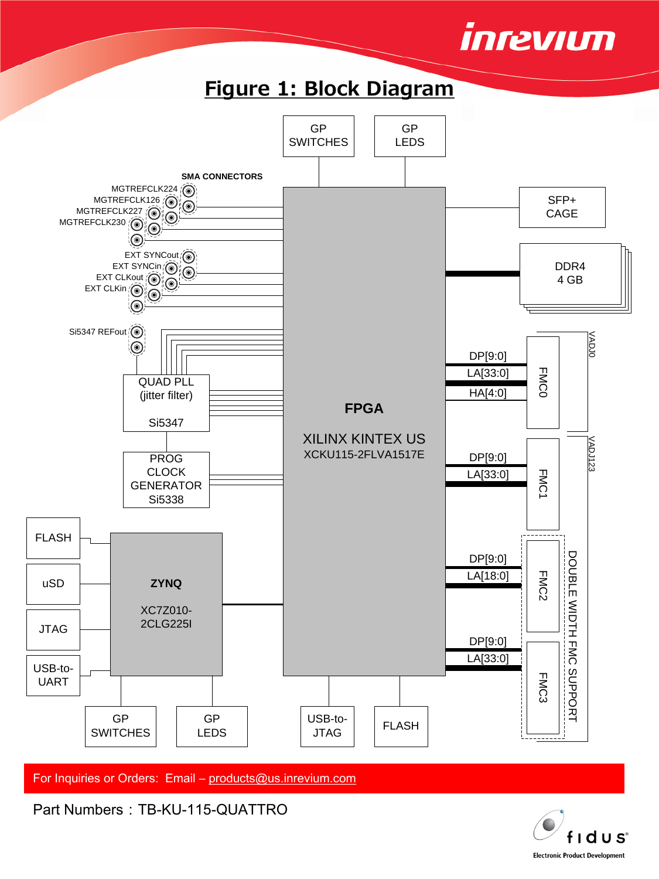# Figure 1: Block Diagram

GP SWITCHES

GP LEDS

SMA CONNECTORS

MGTREFCLK224

MGTREFCLK126

MGTREFCLK227

MGTREFCLK230

EXT SYNCout

EXT SYNCin

EXT CLKout

EXT CLKin

Si5347 REFout

QUAD PLL (jitter filter) Si5347

PROG CLOCK GENERATOR Si5338

SFP+ CAGE

DDR4 4 GB

FPGA

XILINX KINTEX US

XCKU115-2FLVA1517E

DP[9:0]

LA[33:0]

HA[4:0]

FMC0

VADJ0

DP[9:0]

LA[33:0]

FMC1

VADJ123

DP[9:0]

LA[18:0]

FMC2

DP[9:0]

LA[33:0]

FMC3

DOUBLE WIDTH FMC SUPPORT

FLASH

uSD

JTAG

USB-to-UART

ZYNQ

XC7Z010-2CLG225I

GP SWITCHES

GP LEDS

USB-to-JTAG

FLASH

For Inquiries or Orders: Email – products@us.inrevium.com

Part Numbers：TB-KU-115-QUATTRO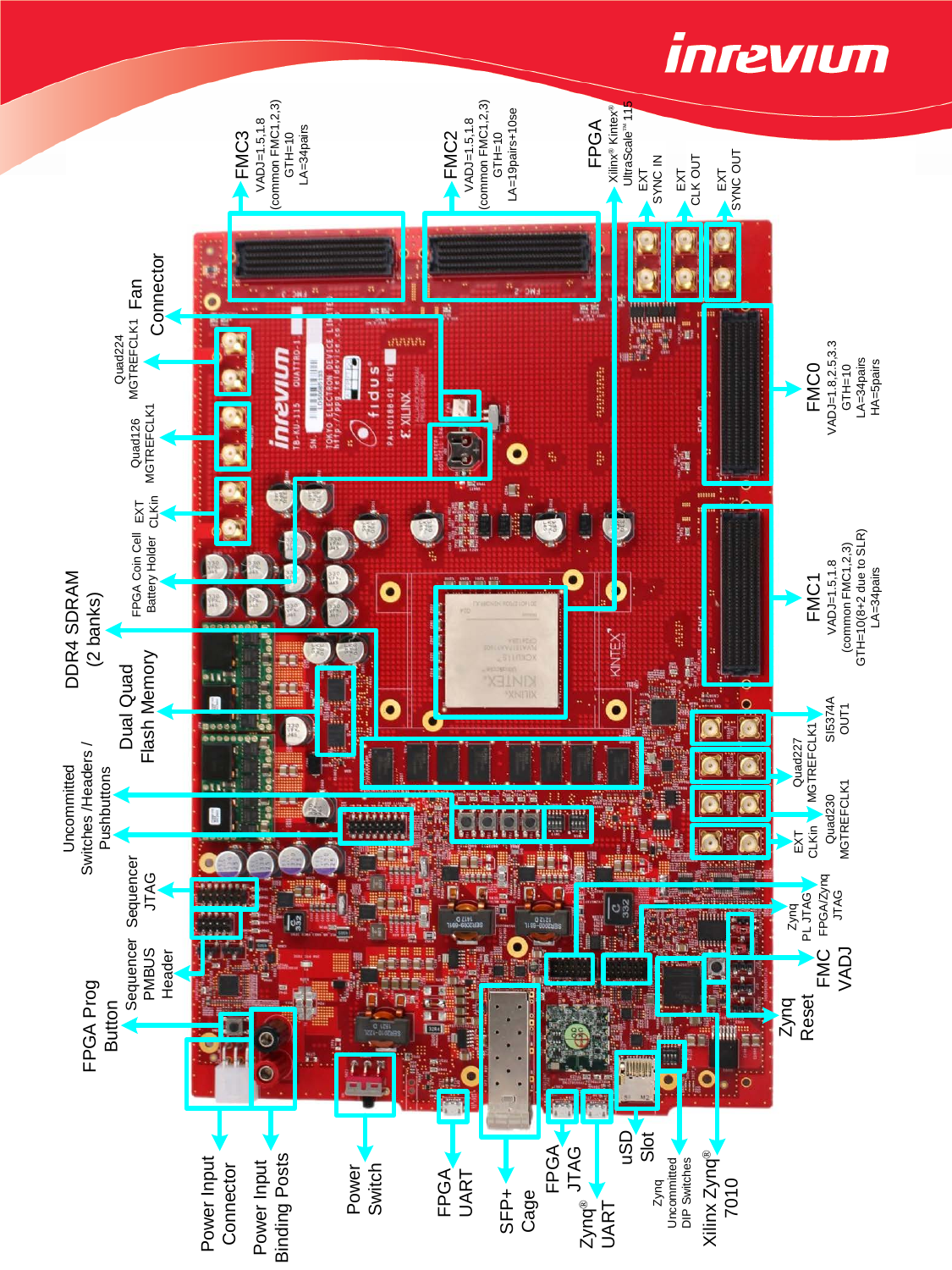inrevium

FMC3
VADJ=1.5,1.8
(common FMC1,2,3)
GTH=10
LA=34pairs

FMC2
VADJ=1.5,1.8
(common FMC1,2,3)
GTH=10
LA=19pairs+10se

FPGA
Xilinx® Kintex® UltraScale™ 115

EXT SYNC IN

EXT CLK OUT

EXT SYNC OUT

Fan Connector

Quad224 MGTREFCLK1

Quad126 MGTREFCLK1

EXT CLKin

FPGA Coin Cell Battery Holder

DDR4 SDRAM (2 banks)

Dual Quad Flash Memory

Uncommitted Switches /Headers / Pushbuttons

Sequencer JTAG

Sequencer PMBUS Header

FPGA Prog Button

FMC0
VADJ=1.8,2.5,3.3
GTH=10
LA=34pairs
HA=5pairs

FMC1
VADJ=1.5,1.8
(common FMC1,2,3)
GTH=10(8+2 due to SLR)
LA=34pairs

SI5374A OUT1

Quad227 MGTREFCLK1

EXT CLKin Quad230 MGTREFCLK1

Zynq PL JTAG

FPGA/Zynq JTAG

FMC VADJ

Zynq Reset

Power Input Connector

Power Input Binding Posts

Power Switch

FPGA UART

SFP+ Cage

FPGA JTAG

Zynq® UART

uSD Slot

Zynq Uncommitted DIP Switches

Xilinx Zynq® 7010